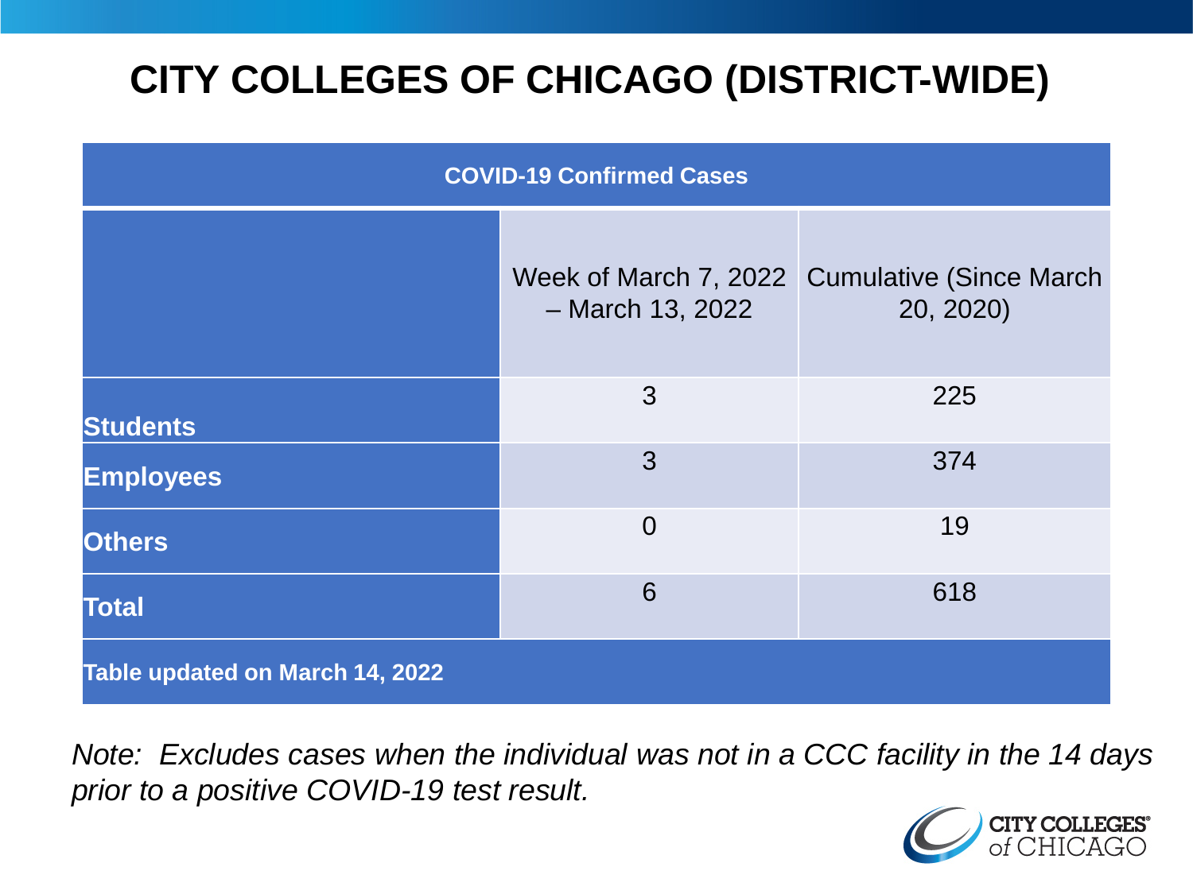# CITY COLLEGES OF CHICAGO (DISTRICT-WIDE)

| COVID-19 Confirmed Cases | | |
|---|---|---|
| | Week of March 7, 2022 – March 13, 2022 | Cumulative (Since March 20, 2020) |
| **Students** | 3 | 225 |
| **Employees** | 3 | 374 |
| **Others** | 0 | 19 |
| **Total** | 6 | 618 |
| **Table updated on March 14, 2022** | | |

*Note: Excludes cases when the individual was not in a CCC facility in the 14 days prior to a positive COVID-19 test result.*

CITY COLLEGES of CHICAGO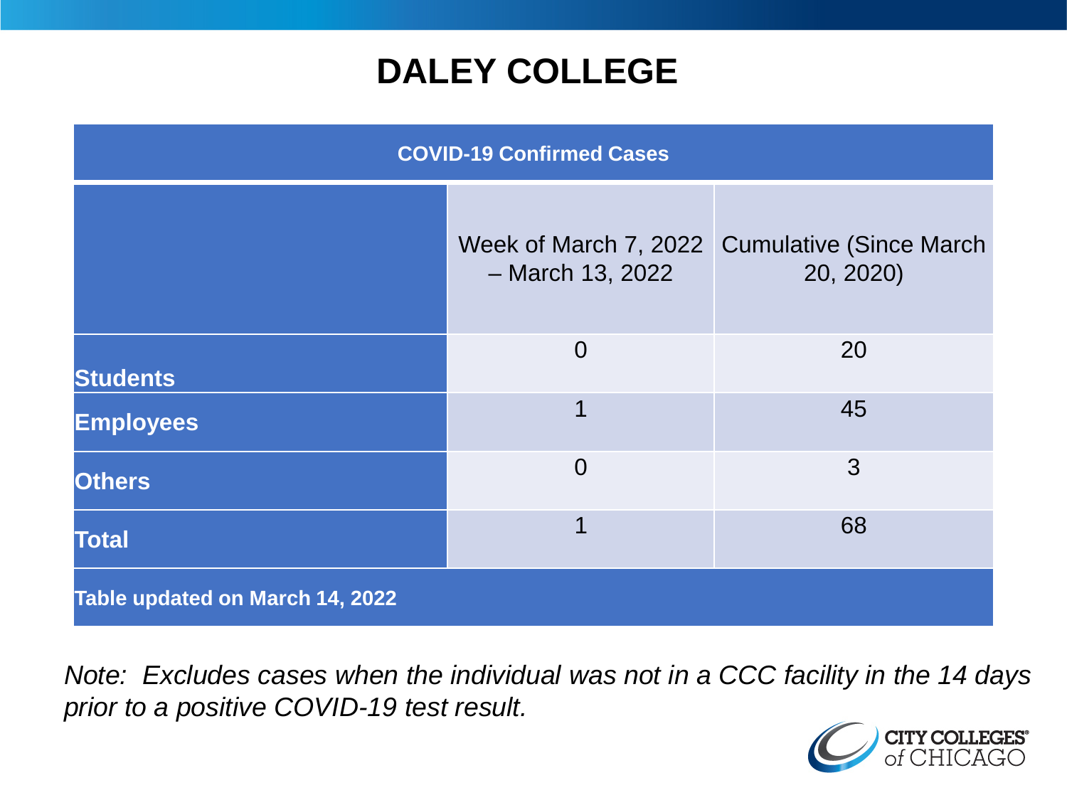# DALEY COLLEGE

| COVID-19 Confirmed Cases | | |
|---|---|---|
| | Week of March 7, 2022 – March 13, 2022 | Cumulative (Since March 20, 2020) |
| **Students** | 0 | 20 |
| **Employees** | 1 | 45 |
| **Others** | 0 | 3 |
| **Total** | 1 | 68 |
| **Table updated on March 14, 2022** | | |

*Note: Excludes cases when the individual was not in a CCC facility in the 14 days prior to a positive COVID-19 test result.*

CITY COLLEGES of CHICAGO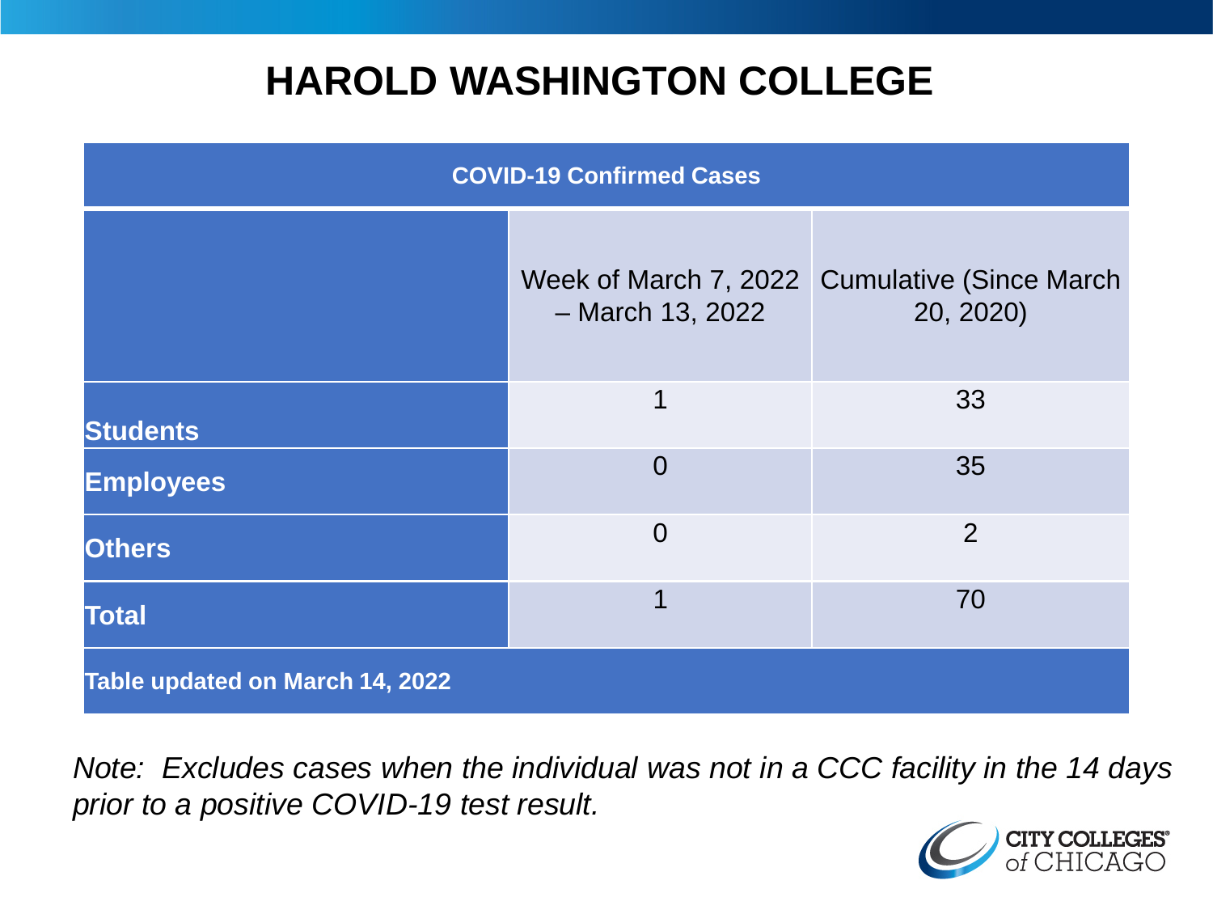# HAROLD WASHINGTON COLLEGE

| COVID-19 Confirmed Cases | | |
|---|---|---|
| | Week of March 7, 2022 – March 13, 2022 | Cumulative (Since March 20, 2020) |
| **Students** | 1 | 33 |
| **Employees** | 0 | 35 |
| **Others** | 0 | 2 |
| **Total** | 1 | 70 |
| **Table updated on March 14, 2022** | | |

*Note: Excludes cases when the individual was not in a CCC facility in the 14 days prior to a positive COVID-19 test result.*

CITY COLLEGES of CHICAGO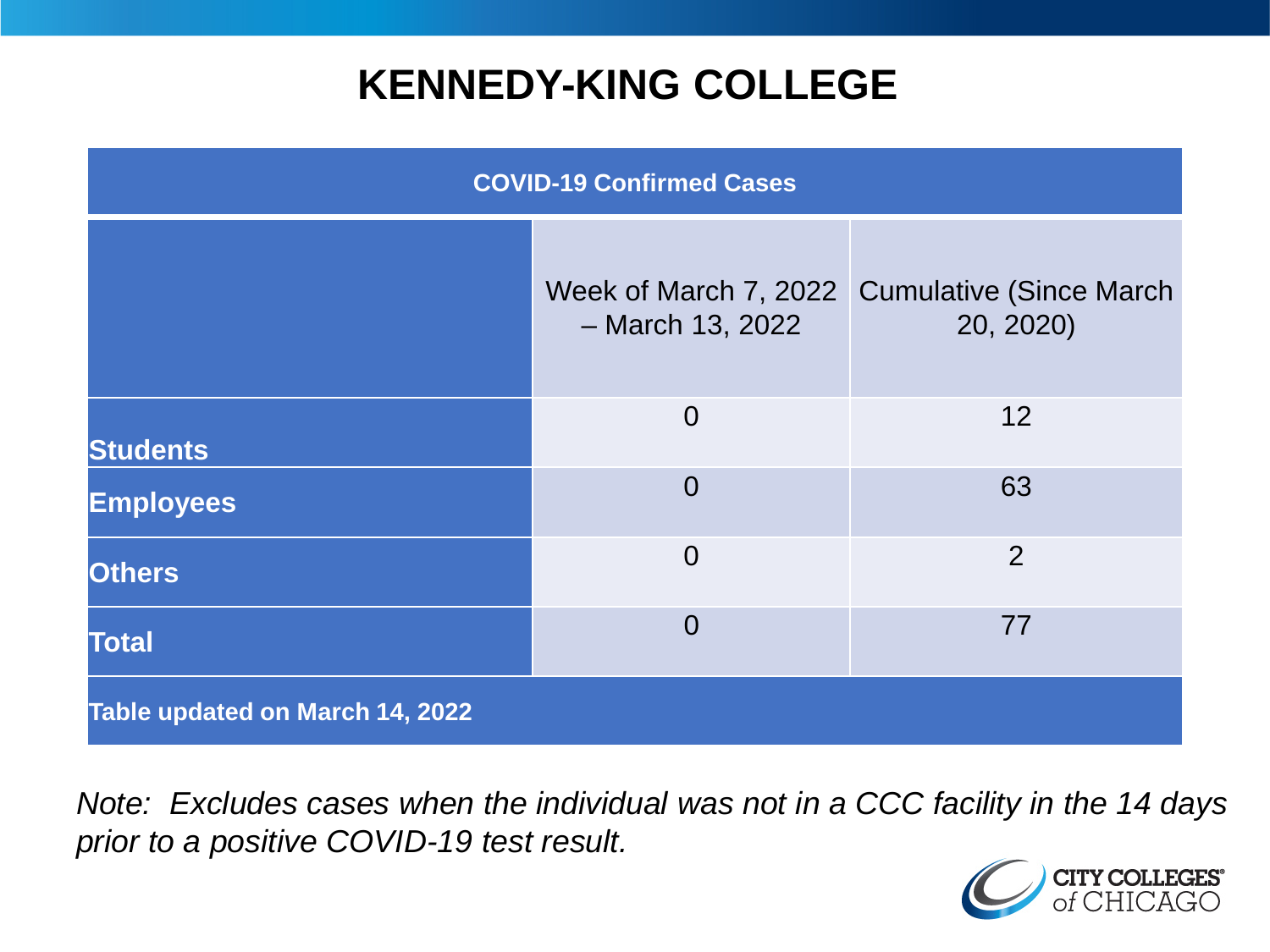# KENNEDY-KING COLLEGE

| COVID-19 Confirmed Cases | | |
|---|---|---|
| | Week of March 7, 2022 – March 13, 2022 | Cumulative (Since March 20, 2020) |
| **Students** | 0 | 12 |
| **Employees** | 0 | 63 |
| **Others** | 0 | 2 |
| **Total** | 0 | 77 |
| **Table updated on March 14, 2022** | | |

*Note: Excludes cases when the individual was not in a CCC facility in the 14 days prior to a positive COVID-19 test result.*

CITY COLLEGES of CHICAGO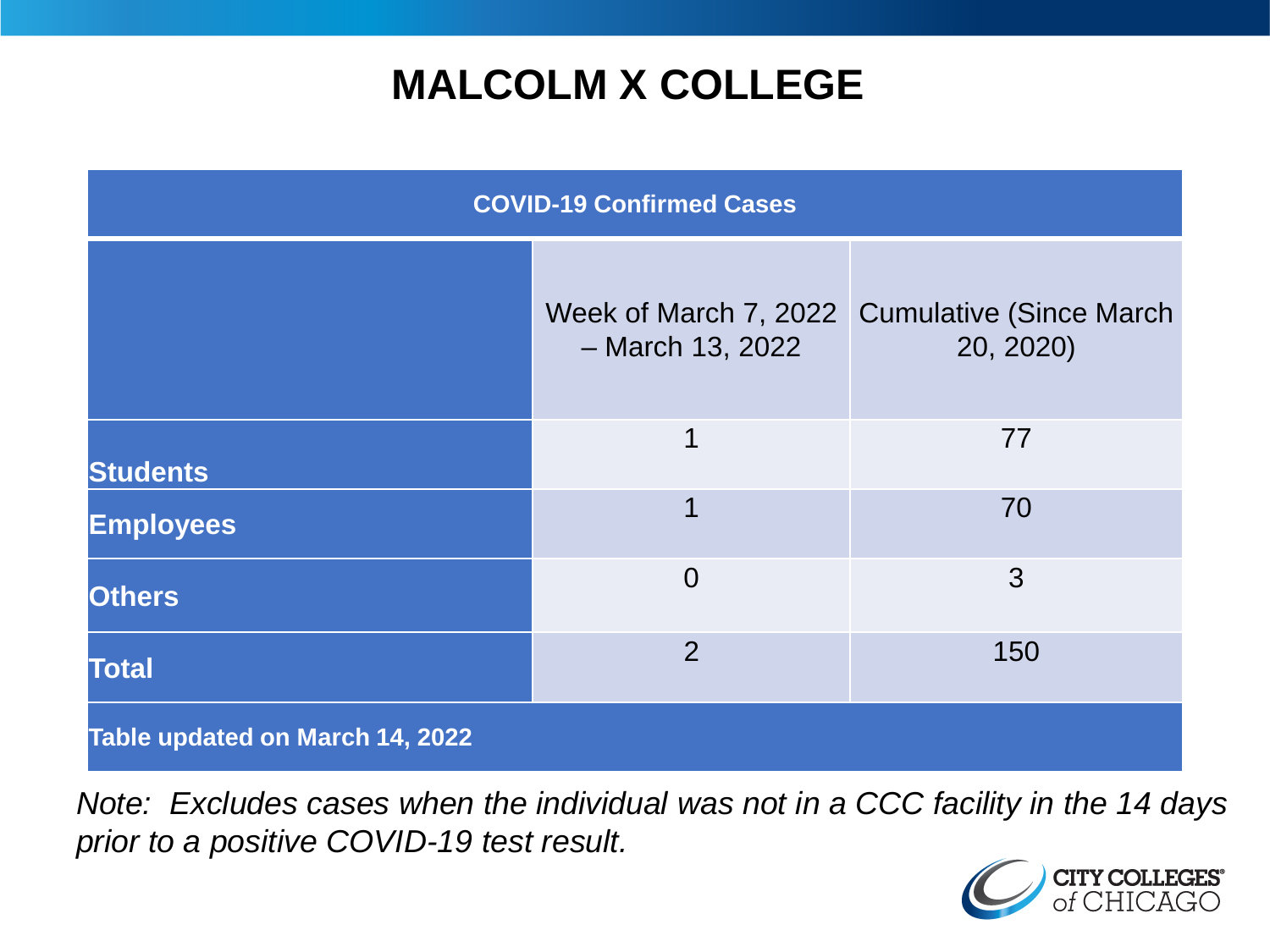# MALCOLM X COLLEGE

| COVID-19 Confirmed Cases | | |
|---|---|---|
| | Week of March 7, 2022 – March 13, 2022 | Cumulative (Since March 20, 2020) |
| **Students** | 1 | 77 |
| **Employees** | 1 | 70 |
| **Others** | 0 | 3 |
| **Total** | 2 | 150 |
| **Table updated on March 14, 2022** | | |

*Note: Excludes cases when the individual was not in a CCC facility in the 14 days prior to a positive COVID-19 test result.*

CITY COLLEGES of CHICAGO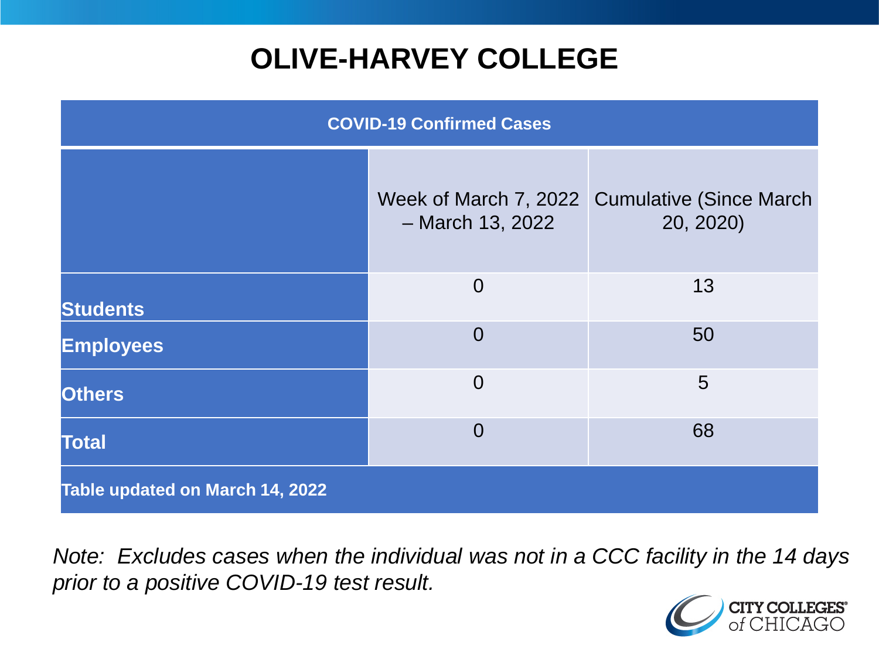# OLIVE-HARVEY COLLEGE

| COVID-19 Confirmed Cases | | |
|---|---|---|
| | Week of March 7, 2022 – March 13, 2022 | Cumulative (Since March 20, 2020) |
| **Students** | 0 | 13 |
| **Employees** | 0 | 50 |
| **Others** | 0 | 5 |
| **Total** | 0 | 68 |
| **Table updated on March 14, 2022** | | |

*Note: Excludes cases when the individual was not in a CCC facility in the 14 days prior to a positive COVID-19 test result.*

CITY COLLEGES of CHICAGO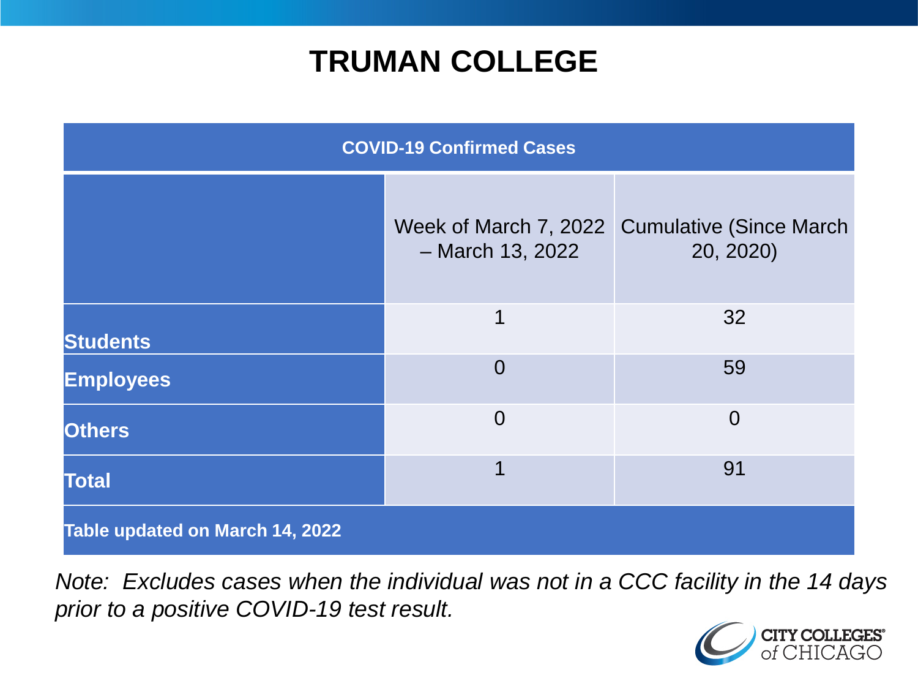# TRUMAN COLLEGE

| COVID-19 Confirmed Cases | | |
|---|---|---|
| | Week of March 7, 2022 – March 13, 2022 | Cumulative (Since March 20, 2020) |
| **Students** | 1 | 32 |
| **Employees** | 0 | 59 |
| **Others** | 0 | 0 |
| **Total** | 1 | 91 |
| **Table updated on March 14, 2022** | | |

*Note: Excludes cases when the individual was not in a CCC facility in the 14 days prior to a positive COVID-19 test result.*

CITY COLLEGES of CHICAGO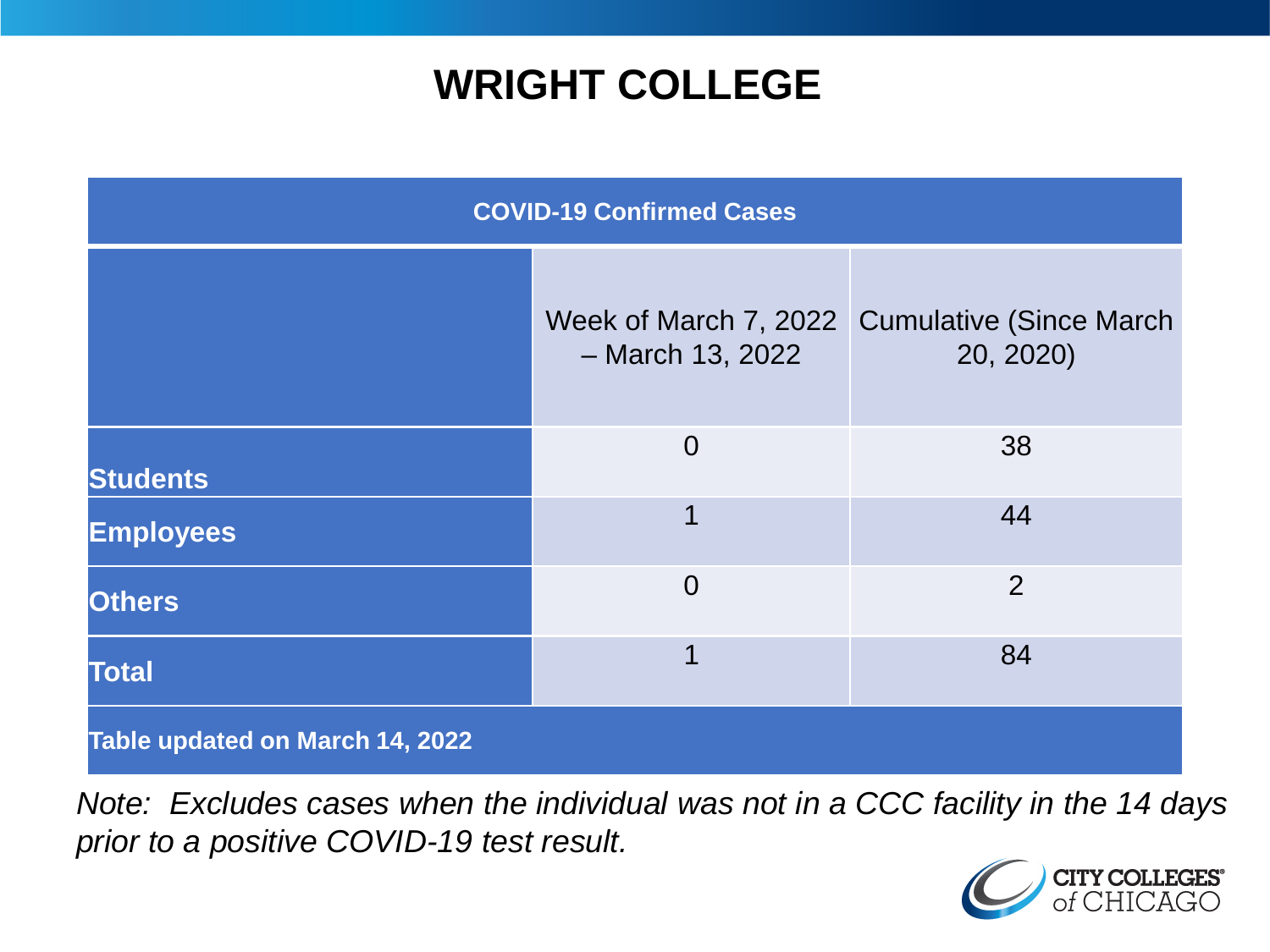# WRIGHT COLLEGE

| COVID-19 Confirmed Cases | | |
|---|---|---|
| | Week of March 7, 2022 – March 13, 2022 | Cumulative (Since March 20, 2020) |
| **Students** | 0 | 38 |
| **Employees** | 1 | 44 |
| **Others** | 0 | 2 |
| **Total** | 1 | 84 |
| **Table updated on March 14, 2022** | | |

*Note: Excludes cases when the individual was not in a CCC facility in the 14 days prior to a positive COVID-19 test result.*

CITY COLLEGES of CHICAGO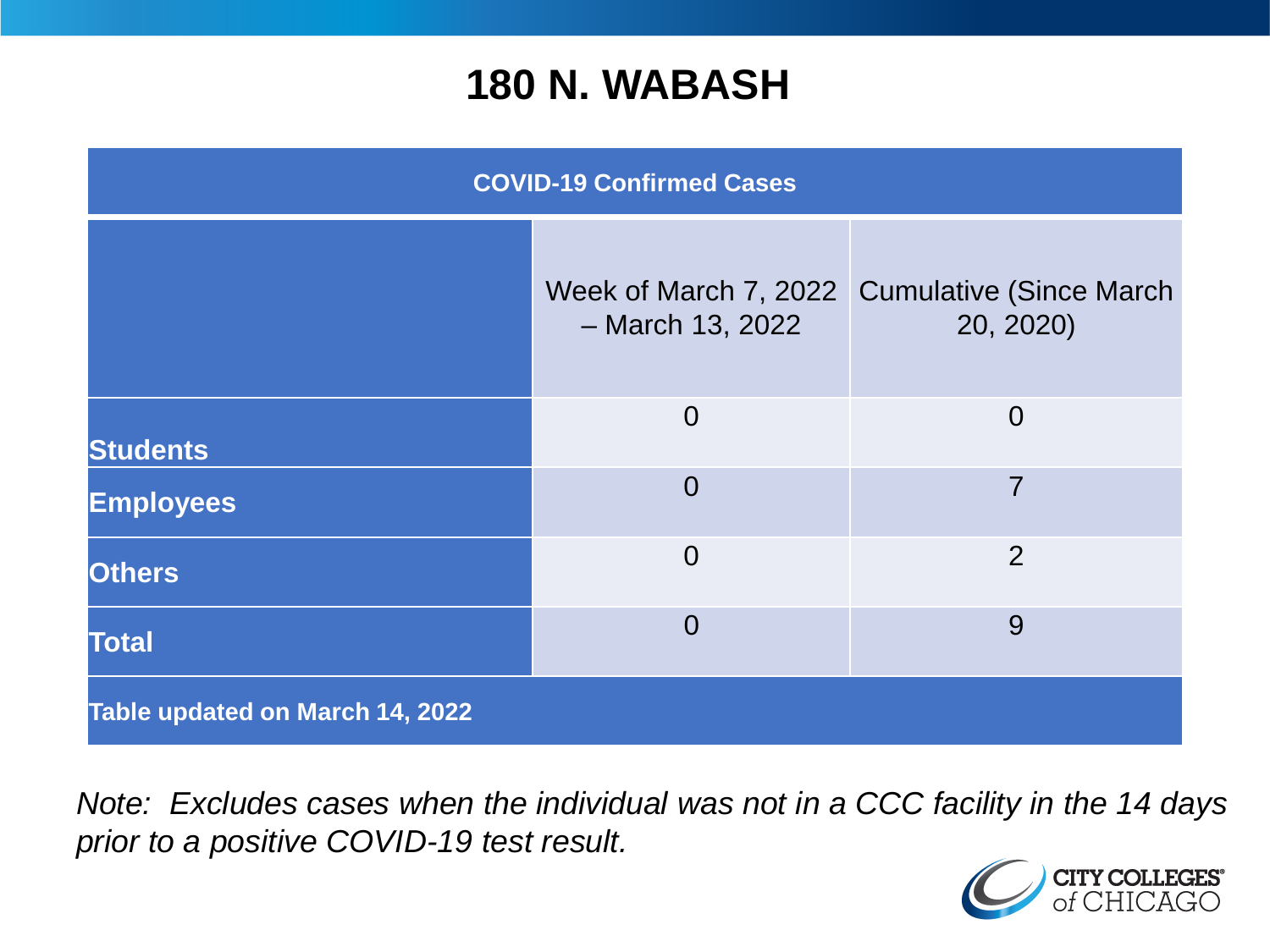# 180 N. WABASH

| COVID-19 Confirmed Cases | | |
|---|---|---|
| | Week of March 7, 2022 – March 13, 2022 | Cumulative (Since March 20, 2020) |
| **Students** | 0 | 0 |
| **Employees** | 0 | 7 |
| **Others** | 0 | 2 |
| **Total** | 0 | 9 |
| **Table updated on March 14, 2022** | | |

*Note: Excludes cases when the individual was not in a CCC facility in the 14 days prior to a positive COVID-19 test result.*

CITY COLLEGES of CHICAGO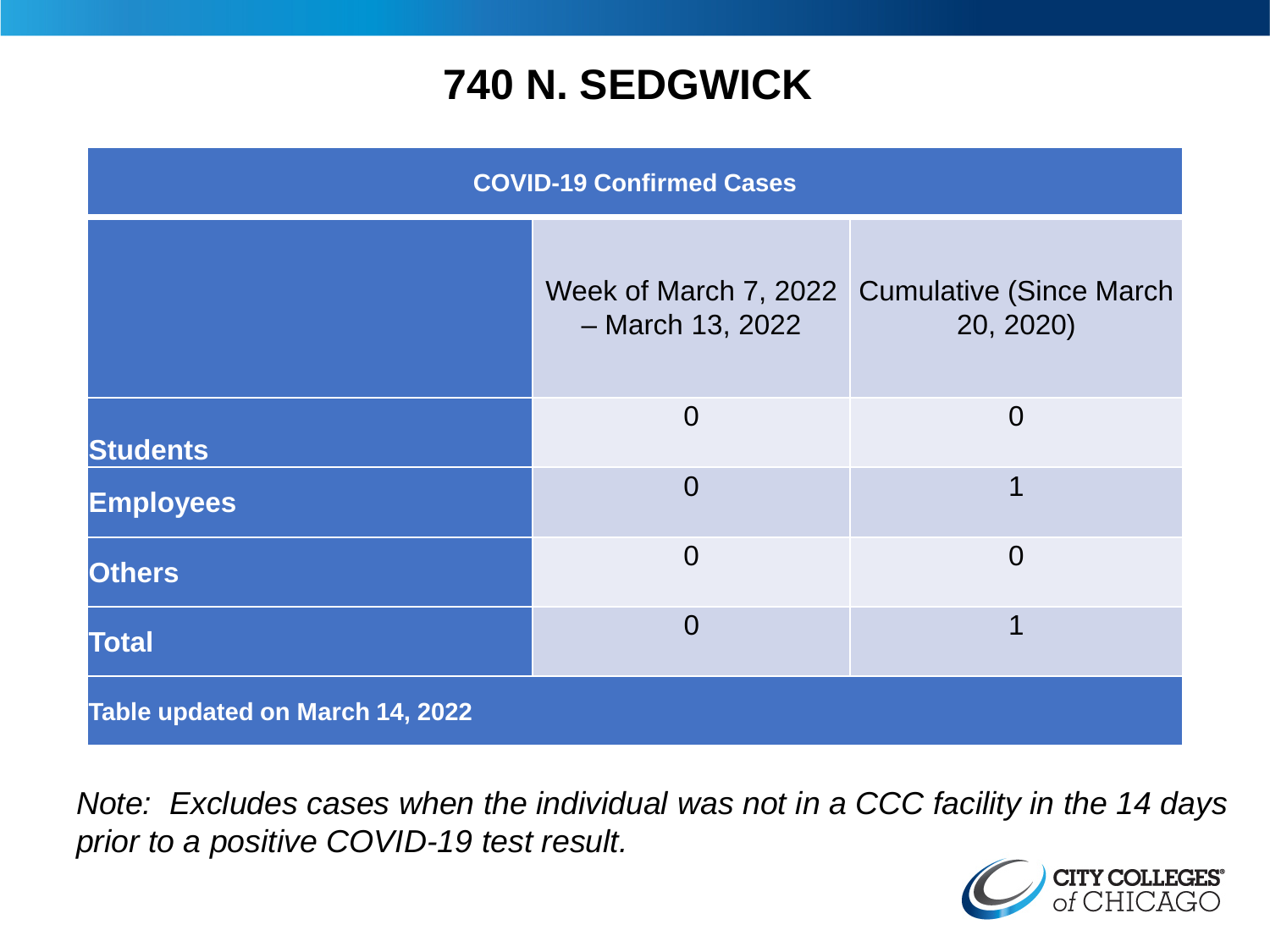# 740 N. SEDGWICK

| COVID-19 Confirmed Cases | | |
|---|---|---|
| | Week of March 7, 2022 – March 13, 2022 | Cumulative (Since March 20, 2020) |
| **Students** | 0 | 0 |
| **Employees** | 0 | 1 |
| **Others** | 0 | 0 |
| **Total** | 0 | 1 |
| **Table updated on March 14, 2022** | | |

*Note: Excludes cases when the individual was not in a CCC facility in the 14 days prior to a positive COVID-19 test result.*

CITY COLLEGES of CHICAGO